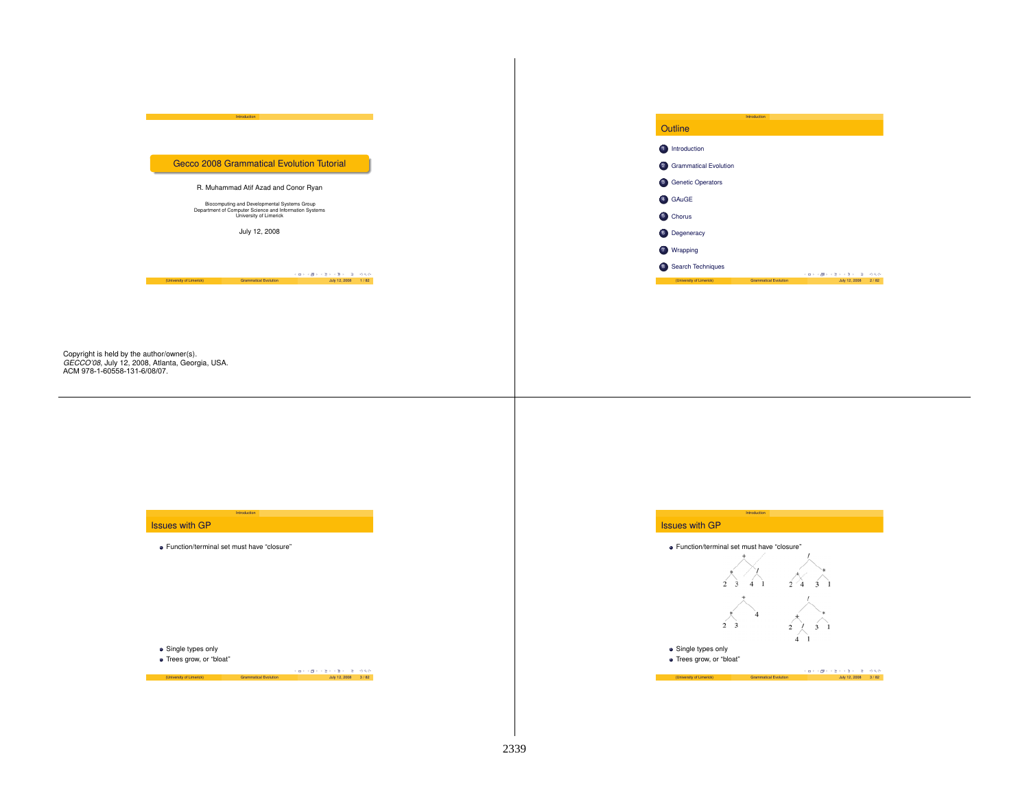# Gecco 2008 Grammatical Evolution Tutorial

R. Muhammad Atif Azad and Conor Ryan

Biocomputing and Developmental Systems Group
Department of Computer Science and Information Systems
University of Limerick

July 12, 2008

Copyright is held by the author/owner(s).
*GECCO'08*, July 12, 2008, Atlanta, Georgia, USA.
ACM 978-1-60558-131-6/08/07.

## Outline

1. Introduction
2. Grammatical Evolution
3. Genetic Operators
4. GAuGE
5. Chorus
6. Degeneracy
7. Wrapping
8. Search Techniques

## Issues with GP

- Function/terminal set must have "closure"
- Single types only
- Trees grow, or "bloat"

## Issues with GP

- Function/terminal set must have "closure"

```
        +                    /
      /   \                /   \
     *     /              +     *
    / \   / \            / \   / \
   2   3 4   1          2   4 3   1

        +                    /
      /   \                /   \
     *     4              +     *
    / \                  / \   / \
   2   3                2   /  3   1
                           / \
                          4   1
```

- Single types only
- Trees grow, or "bloat"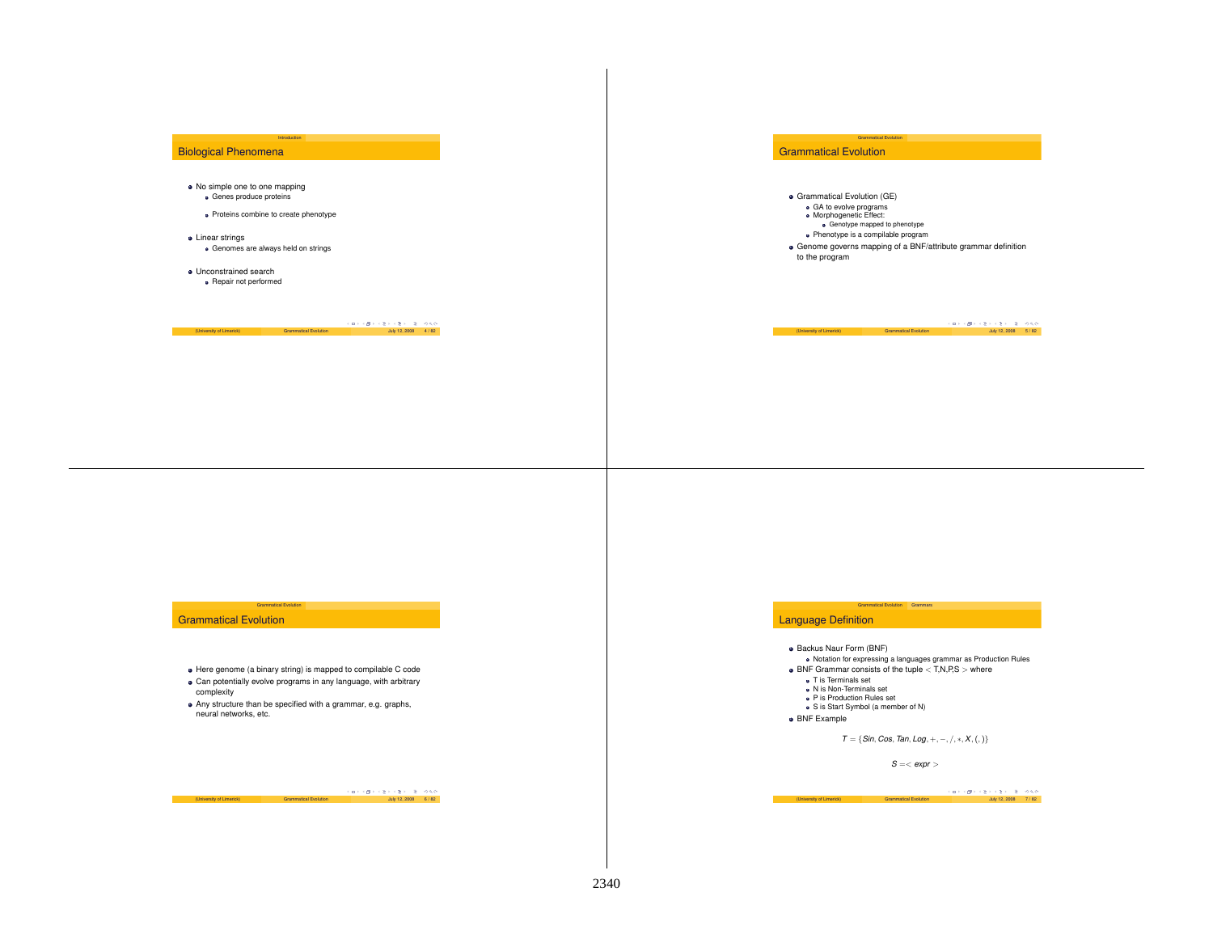## Biological Phenomena

- No simple one to one mapping
  - Genes produce proteins
  - Proteins combine to create phenotype
- Linear strings
  - Genomes are always held on strings
- Unconstrained search
  - Repair not performed

## Grammatical Evolution

- Grammatical Evolution (GE)
  - GA to evolve programs
  - Morphogenetic Effect:
    - Genotype mapped to phenotype
  - Phenotype is a compilable program
- Genome governs mapping of a BNF/attribute grammar definition to the program

## Grammatical Evolution

- Here genome (a binary string) is mapped to compilable C code
- Can potentially evolve programs in any language, with arbitrary complexity
- Any structure than be specified with a grammar, e.g. graphs, neural networks, etc.

## Language Definition

- Backus Naur Form (BNF)
  - Notation for expressing a languages grammar as Production Rules
- BNF Grammar consists of the tuple $<$ T,N,P,S $>$ where
  - T is Terminals set
  - N is Non-Terminals set
  - P is Production Rules set
  - S is Start Symbol (a member of N)
- BNF Example

$$T = \{Sin, Cos, Tan, Log, +, -, /, *, X, (, )\}$$

$$S =< expr >$$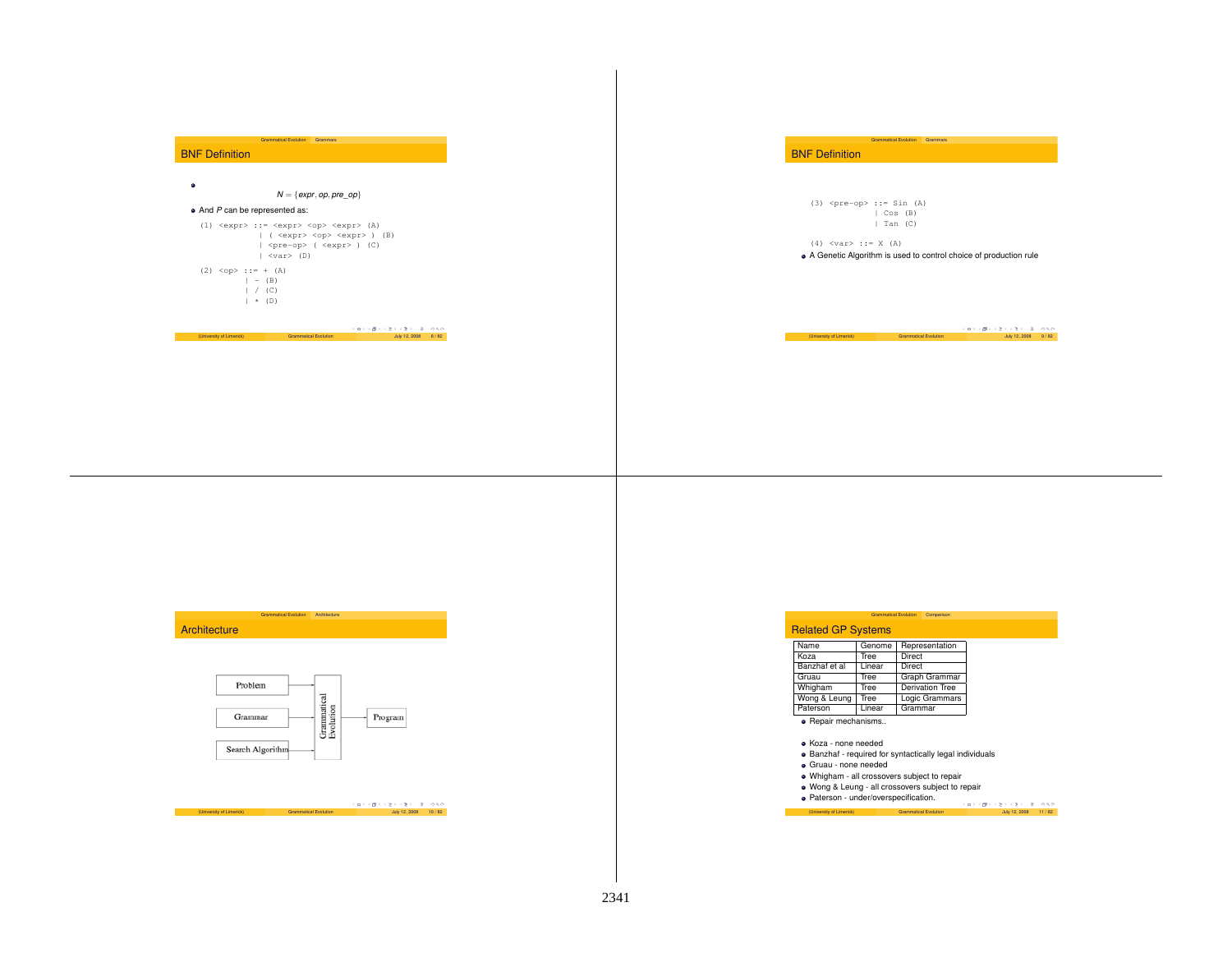## BNF Definition

- $$N = \{expr, op, pre\_op\}$$
- And $P$ can be represented as:

```
(1) <expr> ::= <expr> <op> <expr> (A)
             | ( <expr> <op> <expr> ) (B)
             | <pre-op> ( <expr> ) (C)
             | <var> (D)

(2) <op> ::= + (A)
           | - (B)
           | / (C)
           | * (D)
```

## BNF Definition

```
(3) <pre-op> ::= Sin (A)
               | Cos (B)
               | Tan (C)

(4) <var> ::= X (A)
```

- A Genetic Algorithm is used to control choice of production rule

## Architecture

Problem → Grammatical Evolution
Grammar → Grammatical Evolution
Search Algorithm → Grammatical Evolution
Grammatical Evolution → Program

## Related GP Systems

| Name | Genome | Representation |
|---|---|---|
| Koza | Tree | Direct |
| Banzhaf et al | Linear | Direct |
| Gruau | Tree | Graph Grammar |
| Whigham | Tree | Derivation Tree |
| Wong & Leung | Tree | Logic Grammars |
| Paterson | Linear | Grammar |

- Repair mechanisms..

- Koza - none needed
- Banzhaf - required for syntactically legal individuals
- Gruau - none needed
- Whigham - all crossovers subject to repair
- Wong & Leung - all crossovers subject to repair
- Paterson - under/overspecification.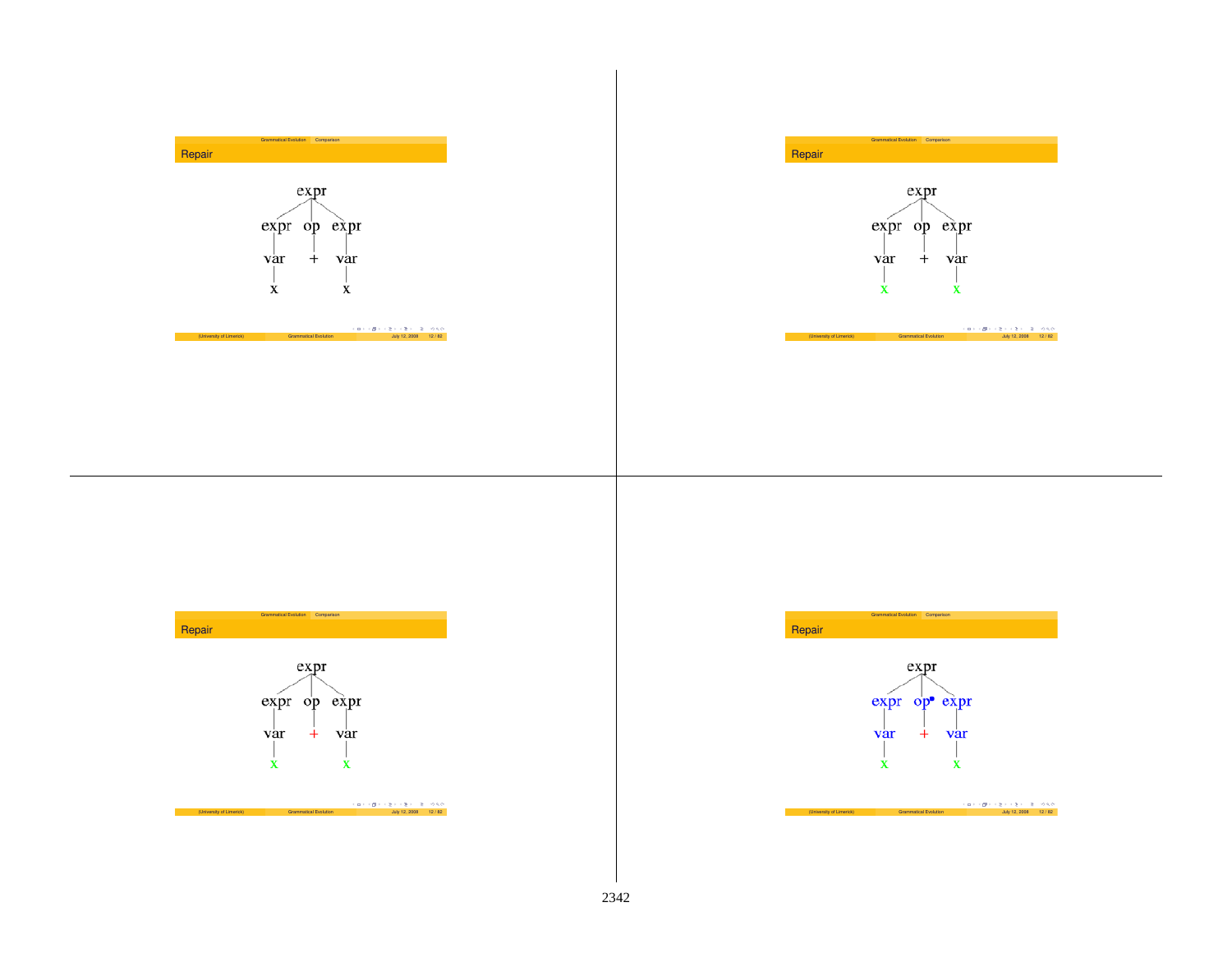## Repair

```
            expr
     /       |       \
   expr      op      expr
    |        |        |
   var       +       var
    |                 |
    x                 x
```

## Repair

```
            expr
     /       |       \
   expr      op      expr
    |        |        |
   var       +       var
    |                 |
    x                 x
```

## Repair

```
            expr
     /       |       \
   expr      op      expr
    |        |        |
   var       +       var
    |                 |
    x                 x
```

## Repair

```
            expr
     /       |       \
   expr      op      expr
    |        |        |
   var       +       var
    |                 |
    x                 x
```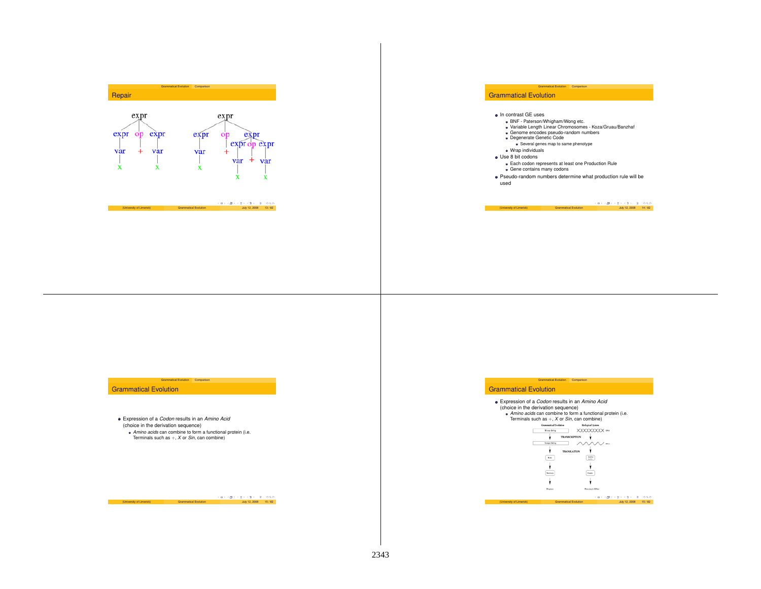## Repair

expr → expr op expr; expr → var → x; op → +; expr → var → x

expr → expr op expr; expr → var → x; op → +; expr → expr op expr; expr → var → x; op → +; expr → var → x

## Grammatical Evolution

- In contrast GE uses
  - BNF - Paterson/Whigham/Wong etc.
  - Variable Length Linear Chromosomes - Koza/Gruau/Banzhaf
  - Genome encodes pseudo-random numbers
  - Degenerate Genetic Code
    - Several genes map to same phenotype
  - Wrap individuals
- Use 8 bit codons
  - Each codon represents at least one Production Rule
  - Gene contains many codons
- Pseudo-random numbers determine what production rule will be used

## Grammatical Evolution

- Expression of a *Codon* results in an *Amino Acid* (choice in the derivation sequence)
  - *Amino acids* can combine to form a functional protein (i.e. Terminals such as $+$, $X$ or $Sin$, can combine)

## Grammatical Evolution

- Expression of a *Codon* results in an *Amino Acid* (choice in the derivation sequence)
  - *Amino acids* can combine to form a functional protein (i.e. Terminals such as $+$, $X$ or $Sin$, can combine)

| Grammatical Evolution | | Biological System |
|---|---|---|
| Binary String | | DNA |
| | TRANSCRIPTION | |
| Integer String | | RNA |
| | TRANSLATION | |
| Rules | | Amino Acids |
| Terminals | | Protein |
| Program | | Phenotypic Effect |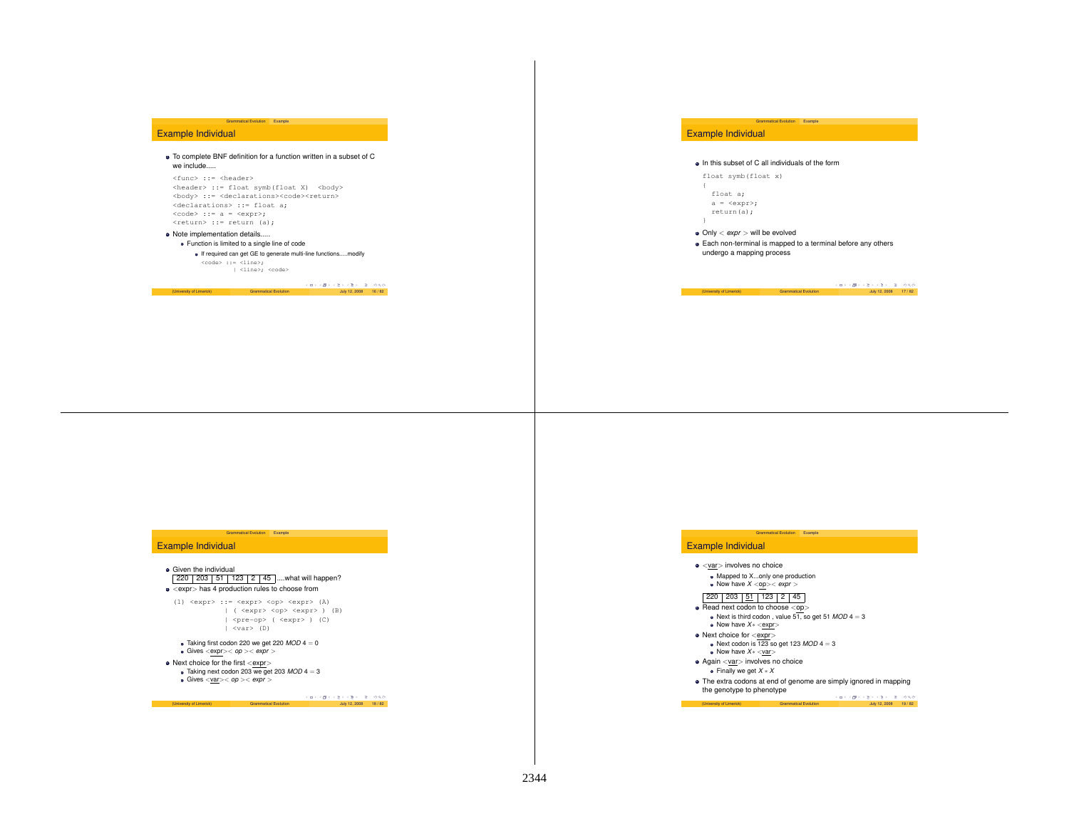## Example Individual

- To complete BNF definition for a function written in a subset of C we include.....

```
<func> ::= <header>
<header> ::= float symb(float X)  <body>
<body> ::= <declarations><code><return>
<declarations> ::= float a;
<code> ::= a = <expr>;
<return> ::= return (a);
```

- Note implementation details.....
  - Function is limited to a single line of code
    - If required can get GE to generate multi-line functions.....modify

```
<code> ::= <line>;
         | <line>; <code>
```

## Example Individual

- In this subset of C all individuals of the form

```
float symb(float x)
{
  float a;
  a = <expr>;
  return(a);
}
```

- Only < *expr* > will be evolved
- Each non-terminal is mapped to a terminal before any others undergo a mapping process

## Example Individual

- Given the individual

| 220 | 203 | 51 | 123 | 2 | 45 |
|---|---|---|---|---|---|

....what will happen?

- <expr> has 4 production rules to choose from

```
(1) <expr> ::= <expr> <op> <expr> (A)
             | ( <expr> <op> <expr> ) (B)
             | <pre-op> ( <expr> ) (C)
             | <var> (D)
```

  - Taking first codon 220 we get 220 $MOD\ 4 = 0$
  - Gives <expr>< *op* >< *expr* >
- Next choice for the first <expr>
  - Taking next codon 203 we get 203 $MOD\ 4 = 3$
  - Gives <var>< *op* >< *expr* >

## Example Individual

- <var> involves no choice
  - Mapped to X...only one production
  - Now have $X$ <op>< *expr* >

| 220 | 203 | 51 | 123 | 2 | 45 |
|---|---|---|---|---|---|

- Read next codon to choose <op>
  - Next is third codon , value 51, so get 51 $MOD\ 4 = 3$
  - Now have $X*$ <expr>
- Next choice for <expr>
  - Next codon is 123 so get 123 $MOD\ 4 = 3$
  - Now have $X*$ <var>
- Again <var> involves no choice
  - Finally we get $X * X$
- The extra codons at end of genome are simply ignored in mapping the genotype to phenotype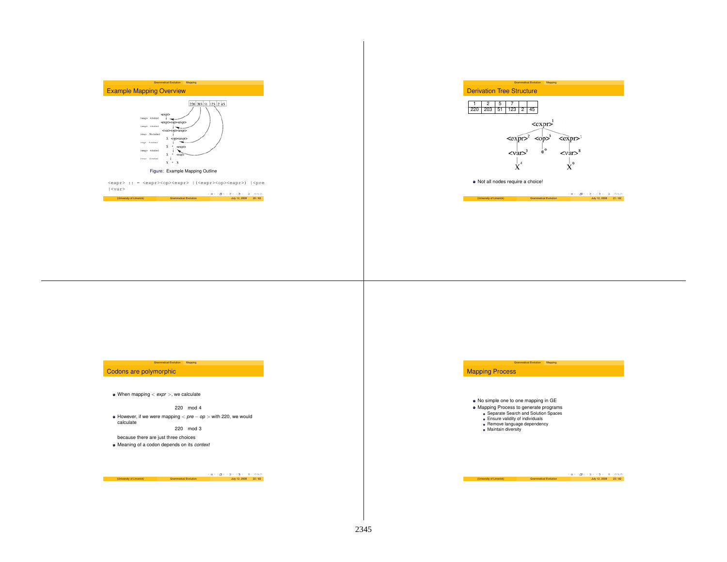## Example Mapping Overview

Figure: Example Mapping Outline

```
<expr> :: = <expr><op><expr> |(<expr><op><expr>) |<pre
|<var>
```

## Derivation Tree Structure

| 1 | 2 | 5 | 7 | | |
|---|---|---|---|---|---|
| 220 | 203 | 51 | 123 | 2 | 45 |

- Not all nodes require a choice!

## Codons are polymorphic

- When mapping $< expr >$, we calculate

  220 mod 4

- However, if we were mapping $< pre - op >$ with 220, we would calculate

  220 mod 3

  because there are just three choices

- Meaning of a codon depends on its *context*

## Mapping Process

- No simple one to one mapping in GE
- Mapping Process to generate programs
  - Separate Search and Solution Spaces
  - Ensure validity of individuals
  - Remove language dependency
  - Maintain diversity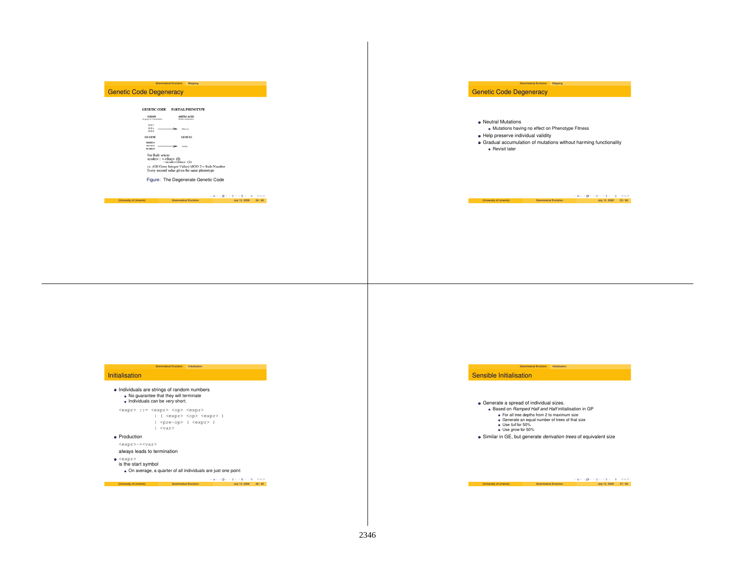## Genetic Code Degeneracy

GENETIC CODE PARTIAL PHENOTYPE

CODON AMINO ACID

GGU
GGA → Glycine
GGG

GE GENE GE RULE

00000010
00010010 → <line>
00100010

For Rule where
<code> :: = <line> (0)
| <code><line> (1)

i.e. (GE Gene Integer Value) MOD 2 = Rule Number
Every second value gives the same phenotype

Figure: The Degenerate Genetic Code

## Genetic Code Degeneracy

- Neutral Mutations
  - Mutations having no effect on Phenotype Fitness
- Help preserve individual validity
- Gradual accumulation of mutations without harming functionality
  - Revisit later

## Initialisation

- Individuals are strings of random numbers
  - No guarantee that they will terminate
  - Individuals can be *very* short.

```
<expr> ::= <expr> <op> <expr>
         | ( <expr> <op> <expr> )
         | <pre-op> ( <expr> )
         | <var>
```

- Production

  `<expr>-><var>`

  always leads to termination
- `<expr>`

  is the start symbol
  - On average, a quarter of all individuals are just one point

## Sensible Initialisation

- Generate a spread of individual sizes.
  - Based on *Ramped Half and Half* initialisation in GP
    - For all tree depths from 2 to maximum size
    - Generate an equal number of trees of that size
    - Use *full* for 50%
    - Use *grow* for 50%
- Similar in GE, but generate *derivation trees* of equivalent size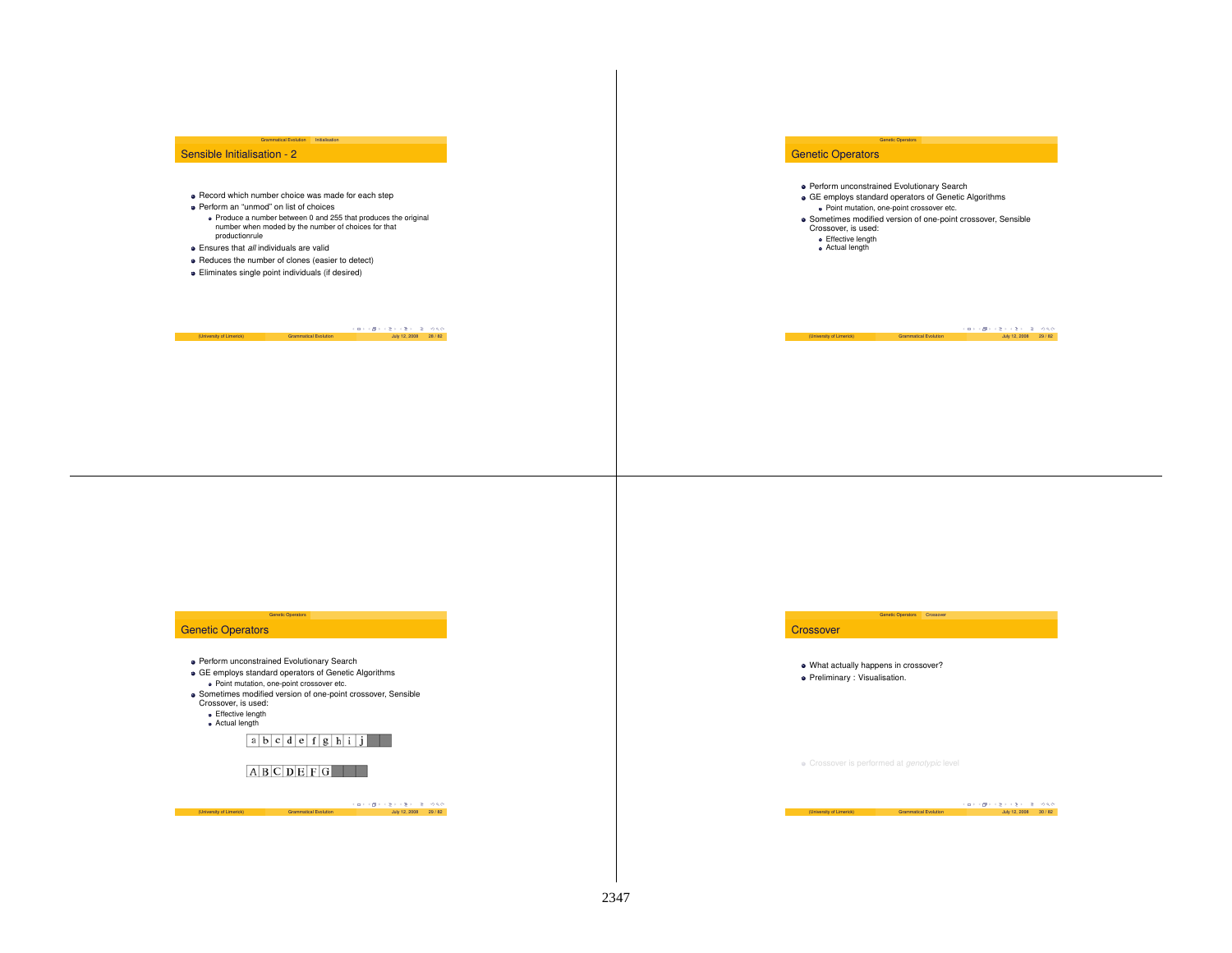## Sensible Initialisation - 2

- Record which number choice was made for each step
- Perform an "unmod" on list of choices
  - Produce a number between 0 and 255 that produces the original number when moded by the number of choices for that productionrule
- Ensures that *all* individuals are valid
- Reduces the number of clones (easier to detect)
- Eliminates single point individuals (if desired)

## Genetic Operators

- Perform unconstrained Evolutionary Search
- GE employs standard operators of Genetic Algorithms
  - Point mutation, one-point crossover etc.
- Sometimes modified version of one-point crossover, Sensible Crossover, is used:
  - Effective length
  - Actual length

## Genetic Operators

- Perform unconstrained Evolutionary Search
- GE employs standard operators of Genetic Algorithms
  - Point mutation, one-point crossover etc.
- Sometimes modified version of one-point crossover, Sensible Crossover, is used:
  - Effective length
  - Actual length

| a | b | c | d | e | f | g | h | i | j | | |
|---|---|---|---|---|---|---|---|---|---|---|---|

| A | B | C | D | E | F | G | | | |
|---|---|---|---|---|---|---|---|---|---|

## Crossover

- What actually happens in crossover?
- Preliminary : Visualisation.

- Crossover is performed at *genotypic* level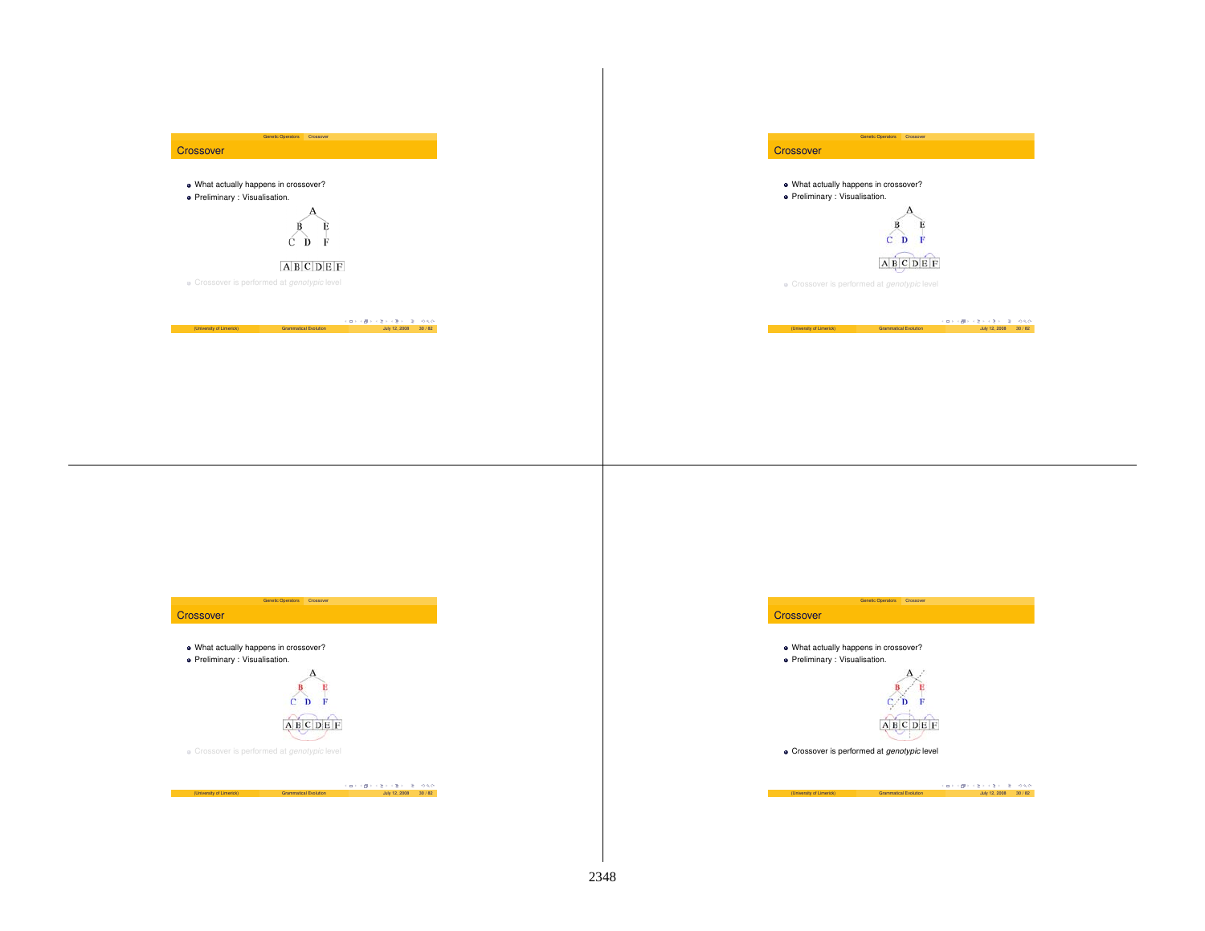## Crossover

- What actually happens in crossover?
- Preliminary : Visualisation.

```
      A
    B   E
   C D   F
```

| A | B | C | D | E | F |
|---|---|---|---|---|---|

- Crossover is performed at *genotypic* level

## Crossover

- What actually happens in crossover?
- Preliminary : Visualisation.

```
      A
    B   E
   C D   F
```

| A | B | C | D | E | F |
|---|---|---|---|---|---|

- Crossover is performed at *genotypic* level

## Crossover

- What actually happens in crossover?
- Preliminary : Visualisation.

```
      A
    B   E
   C D   F
```

| A | B | C | D | E | F |
|---|---|---|---|---|---|

- Crossover is performed at *genotypic* level

## Crossover

- What actually happens in crossover?
- Preliminary : Visualisation.

```
      A
    B   E
   C D   F
```

| A | B | C | D | E | F |
|---|---|---|---|---|---|

- Crossover is performed at *genotypic* level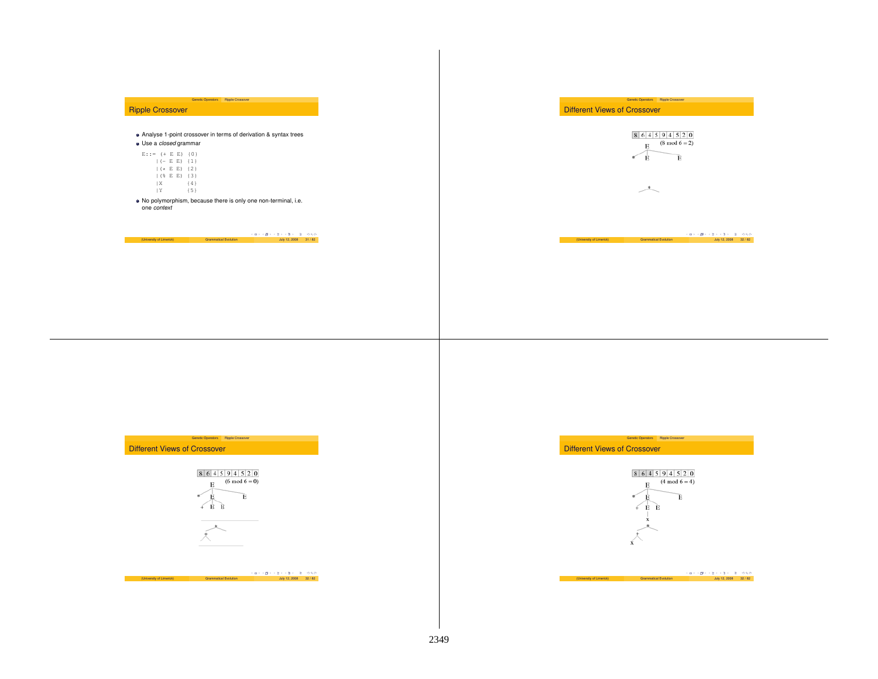## Ripple Crossover

- Analyse 1-point crossover in terms of derivation & syntax trees
- Use a *closed* grammar

```
E::= (+ E E) {0}
    |(- E E) {1}
    |(* E E) {2}
    |(% E E) {3}
    |X       {4}
    |Y       {5}
```

- No polymorphism, because there is only one non-terminal, i.e. one *context*

## Different Views of Crossover

| 8 | 6 | 4 | 5 | 9 | 4 | 5 | 2 | 0 |
|---|---|---|---|---|---|---|---|---|

$(8 \bmod 6 = 2)$

## Different Views of Crossover

| 8 | 6 | 4 | 5 | 9 | 4 | 5 | 2 | 0 |
|---|---|---|---|---|---|---|---|---|

$(6 \bmod 6 = 0)$

## Different Views of Crossover

| 8 | 6 | 4 | 5 | 9 | 4 | 5 | 2 | 0 |
|---|---|---|---|---|---|---|---|---|

$(4 \bmod 6 = 4)$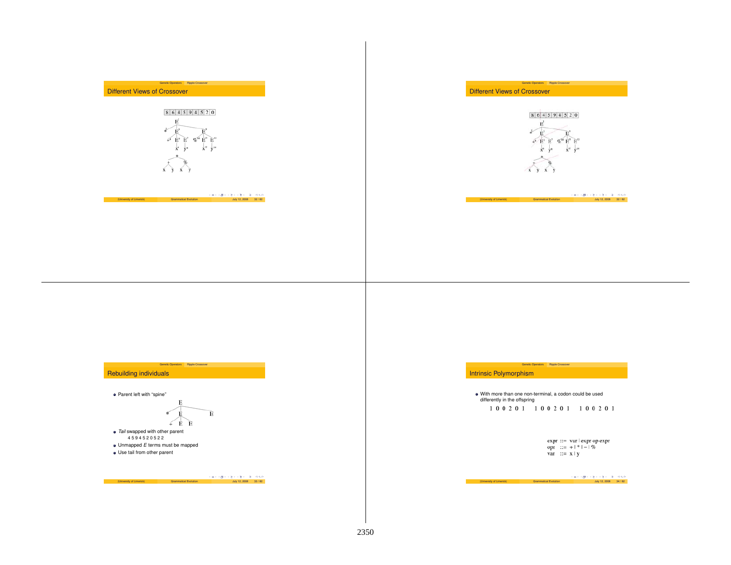## Different Views of Crossover

| 8 | 6 | 4 | 5 | 9 | 4 | 5 | 2 | 0 |
|---|---|---|---|---|---|---|---|---|

## Different Views of Crossover

| 8 | 6 | 4 | 5 | 9 | 4 | 5 | 2 | 0 |
|---|---|---|---|---|---|---|---|---|

## Rebuilding individuals

- Parent left with "spine"
- *Tail* swapped with other parent
  4 5 9 4 5 2 0 5 2 2
- Unmapped *E* terms must be mapped
- Use tail from other parent

## Intrinsic Polymorphism

- With more than one non-terminal, a codon could be used differently in the offspring

  1 0 0 2 0 1  1 0 0 2 0 1  1 0 0 2 0 1

```
expr ::= var | expr op expr
opr  ::= + | * | − | %
var  ::= x | y
```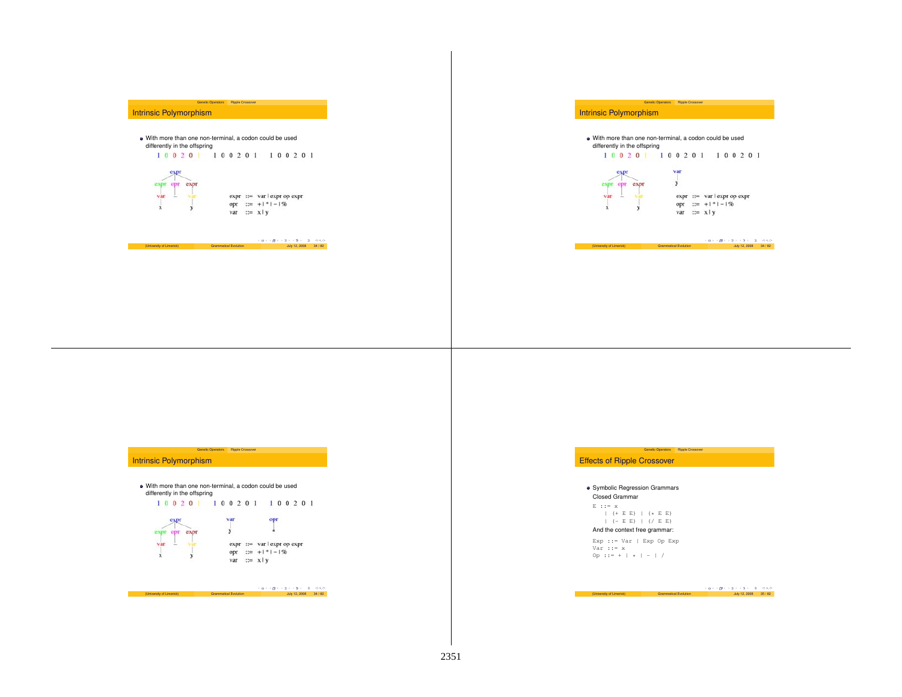## Intrinsic Polymorphism

- With more than one non-terminal, a codon could be used differently in the offspring

1 0 0 2 0 1 &nbsp;&nbsp; 1 0 0 2 0 1 &nbsp;&nbsp; 1 0 0 2 0 1

```
        expr
      /   |   \
  expr   opr   expr
   |      |     |
  var     -    var
   |            |
   x            y
```

```
expr ::= var | expr op expr
opr  ::= + | * | - | %
var  ::= x | y
```

## Intrinsic Polymorphism

- With more than one non-terminal, a codon could be used differently in the offspring

1 0 0 2 0 1 &nbsp;&nbsp; 1 0 0 2 0 1 &nbsp;&nbsp; 1 0 0 2 0 1

```
        expr
      /   |   \
  expr   opr   expr
   |      |     |
  var     -    var
   |            |
   x            y
```

```
var
 |
 y
```

```
expr ::= var | expr op expr
opr  ::= + | * | - | %
var  ::= x | y
```

## Intrinsic Polymorphism

- With more than one non-terminal, a codon could be used differently in the offspring

1 0 0 2 0 1 &nbsp;&nbsp; 1 0 0 2 0 1 &nbsp;&nbsp; 1 0 0 2 0 1

```
        expr
      /   |   \
  expr   opr   expr
   |      |     |
  var     -    var
   |            |
   x            y
```

```
var        opr
 |          |
 y          *
```

```
expr ::= var | expr op expr
opr  ::= + | * | - | %
var  ::= x | y
```

## Effects of Ripple Crossover

- Symbolic Regression Grammars

  Closed Grammar

```
E ::= x
   | (+ E E) | (* E E)
   | (- E E) | (/ E E)
```

  And the context free grammar:

```
Exp ::= Var | Exp Op Exp
Var ::= x
Op ::= + | * | - | /
```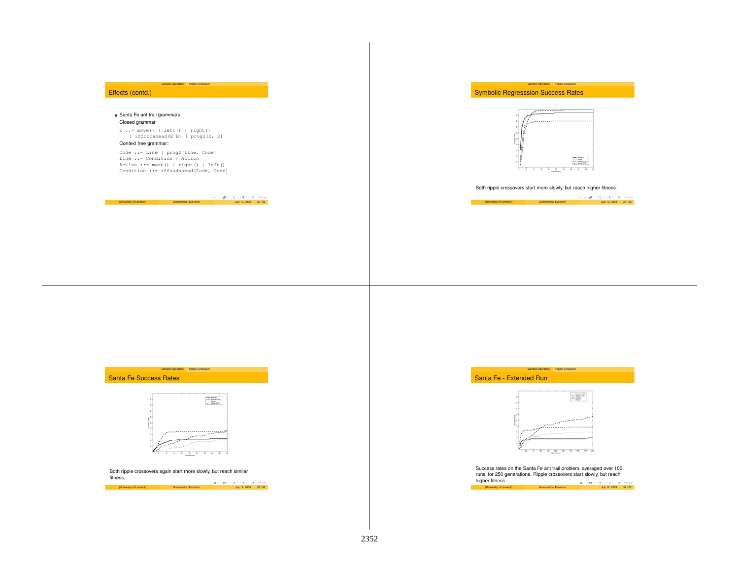## Effects (contd.)

- Santa Fe ant trail grammars

  Closed grammar

```
E ::= move() | left() | right()
    | iffoodahead(E E) | prog2(E, E)
```

  Context free grammar:

```
Code ::= Line | prog2(Line, Code)
Line ::= Condition | Action
Action ::= move() | right() | left()
Condition ::= iffoodahead(Code, Code)
```

## Symbolic Regresssion Success Rates

Both ripple crossovers start more slowly, but reach higher fitness.

## Santa Fe Success Rates

Both ripple crossovers again start more slowly, but reach similar fitness.

## Santa Fe - Extended Run

Success rates on the Santa Fe ant trail problem, averaged over 100 runs, for 250 generations. Ripple crossovers start slowly, but reach higher fitness.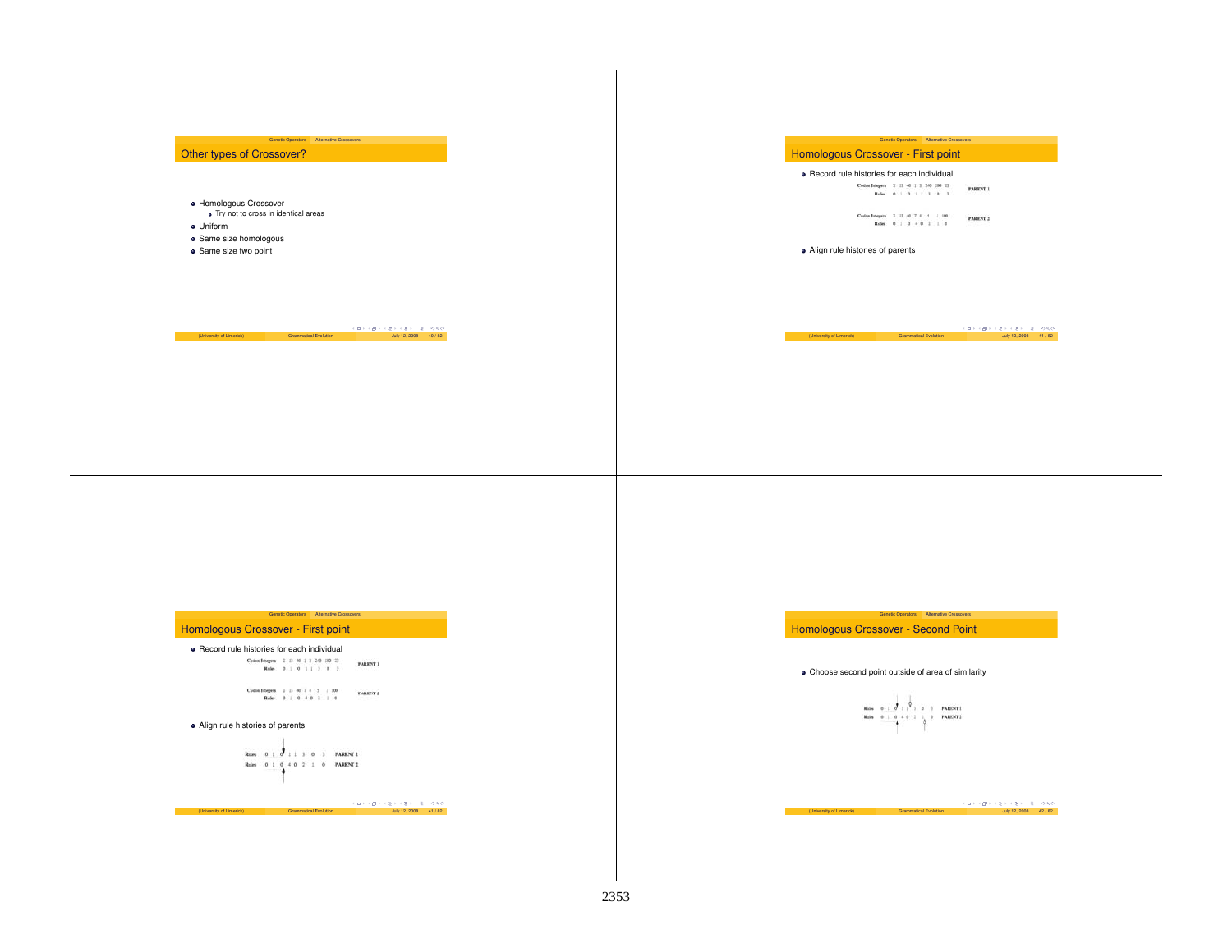## Other types of Crossover?

- Homologous Crossover
  - Try not to cross in identical areas
- Uniform
- Same size homologous
- Same size two point

## Homologous Crossover - First point

- Record rule histories for each individual

| | | |
|---|---|---|
| Codon Integers | 2 13 46 1 3 240 100 23 | PARENT 1 |
| Rules | 0 1 0 1 1 3 0 3 | |

| | | |
|---|---|---|
| Codon Integers | 2 13 46 7 4 1 1 100 | PARENT 2 |
| Rules | 0 1 0 4 0 2 1 0 | |

- Align rule histories of parents

## Homologous Crossover - First point

- Record rule histories for each individual

| | | |
|---|---|---|
| Codon Integers | 2 13 46 1 3 240 100 23 | PARENT 1 |
| Rules | 0 1 0 1 1 3 0 3 | |

| | | |
|---|---|---|
| Codon Integers | 2 13 46 7 4 1 1 100 | PARENT 2 |
| Rules | 0 1 0 4 0 2 1 0 | |

- Align rule histories of parents

| | | |
|---|---|---|
| Rules | 0 1 0 1 1 3 0 3 | PARENT 1 |
| Rules | 0 1 0 4 0 2 1 0 | PARENT 2 |

## Homologous Crossover - Second Point

- Choose second point outside of area of similarity

| | | |
|---|---|---|
| Rules | 0 1 0 1 1 3 0 3 | PARENT 1 |
| Rules | 0 1 0 4 0 2 1 0 | PARENT 2 |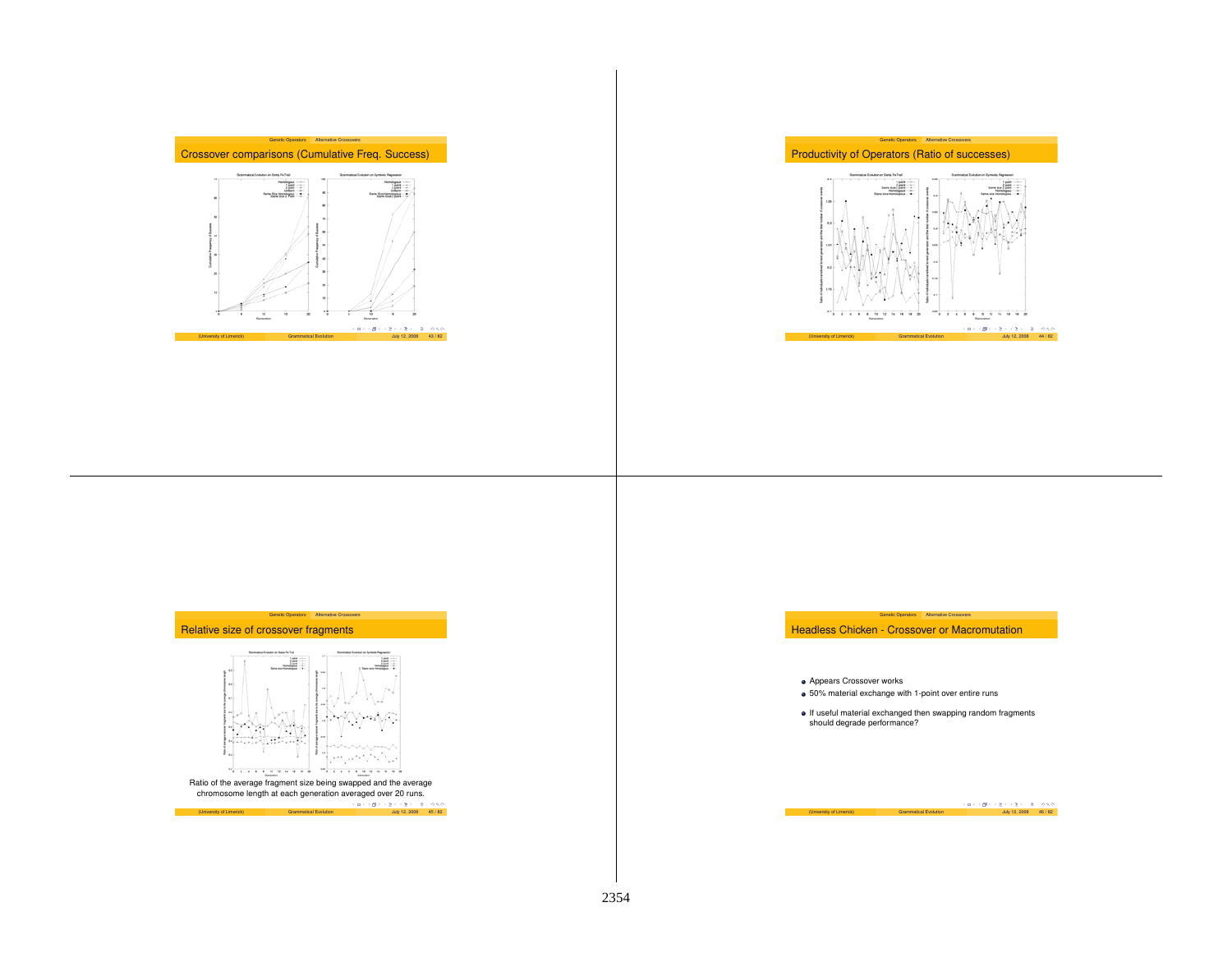## Crossover comparisons (Cumulative Freq. Success)

## Productivity of Operators (Ratio of successes)

## Relative size of crossover fragments

Ratio of the average fragment size being swapped and the average chromosome length at each generation averaged over 20 runs.

## Headless Chicken - Crossover or Macromutation

- Appears Crossover works
- 50% material exchange with 1-point over entire runs
- If useful material exchanged then swapping random fragments should degrade performance?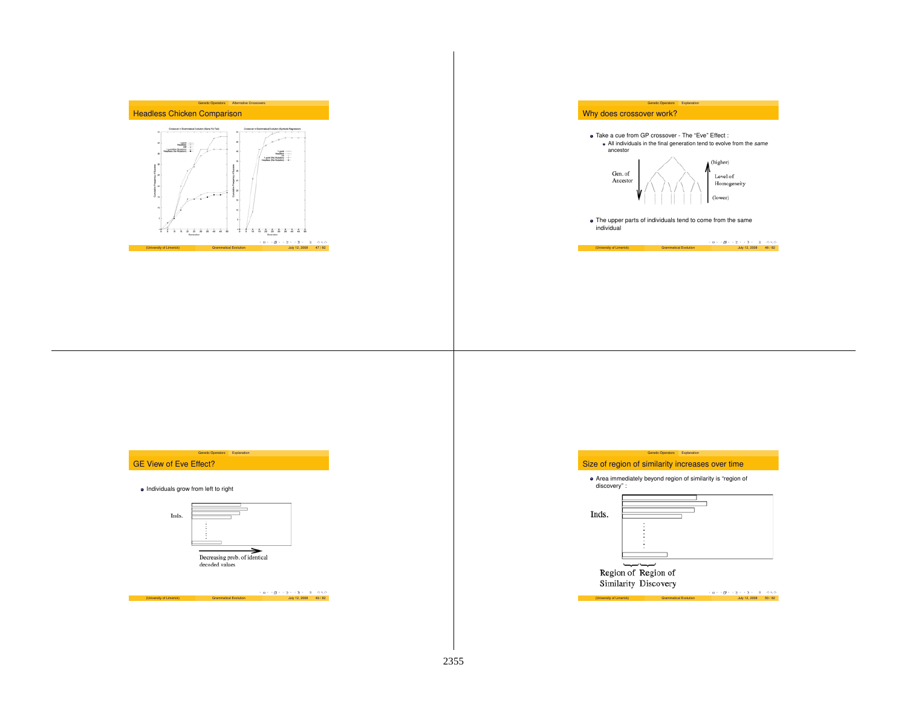## Headless Chicken Comparison

## Why does crossover work?

- Take a cue from GP crossover - The "Eve" Effect :
  - All individuals in the final generation tend to evolve from the *same* ancestor

Gen. of Ancestor — (higher) Level of Homogeneity (lower)

- The upper parts of individuals tend to come from the same individual

## GE View of Eve Effect?

- Individuals grow from left to right

Inds.

Decreasing prob. of identical decoded values

## Size of region of similarity increases over time

- Area immediately beyond region of similarity is "region of discovery" :

Inds.

Region of Similarity — Region of Discovery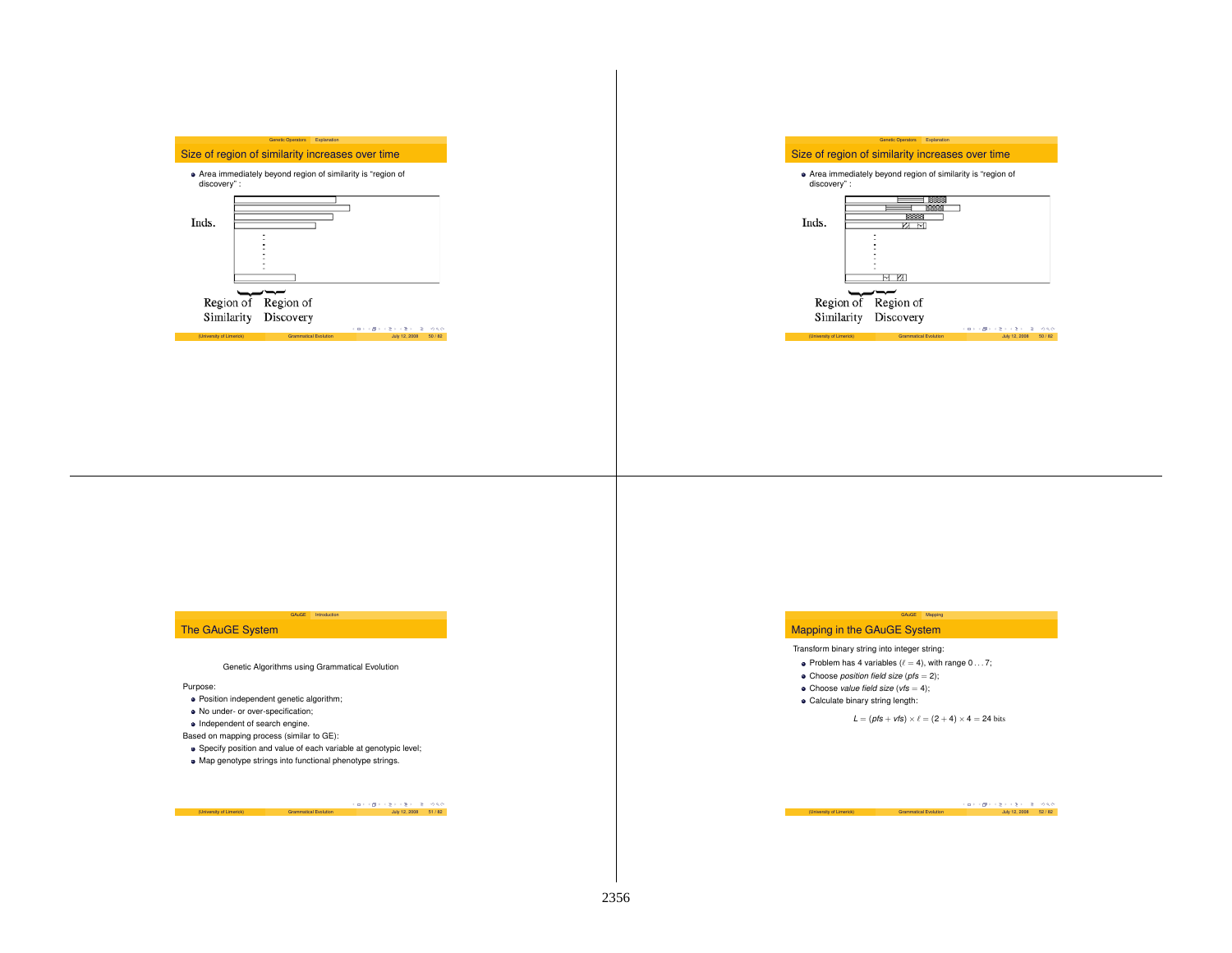## Size of region of similarity increases over time

- Area immediately beyond region of similarity is "region of discovery" :

Inds.

Region of Similarity — Region of Discovery

## Size of region of similarity increases over time

- Area immediately beyond region of similarity is "region of discovery" :

Inds.

Region of Similarity — Region of Discovery

## The GAuGE System

Genetic Algorithms using Grammatical Evolution

Purpose:

- Position independent genetic algorithm;
- No under- or over-specification;
- Independent of search engine.

Based on mapping process (similar to GE):

- Specify position and value of each variable at genotypic level;
- Map genotype strings into functional phenotype strings.

## Mapping in the GAuGE System

Transform binary string into integer string:

- Problem has 4 variables ($\ell = 4$), with range $0 \ldots 7$;
- Choose *position field size* ($pfs = 2$);
- Choose *value field size* ($vfs = 4$);
- Calculate binary string length:

$$L = (pfs + vfs) \times \ell = (2 + 4) \times 4 = 24 \text{ bits}$$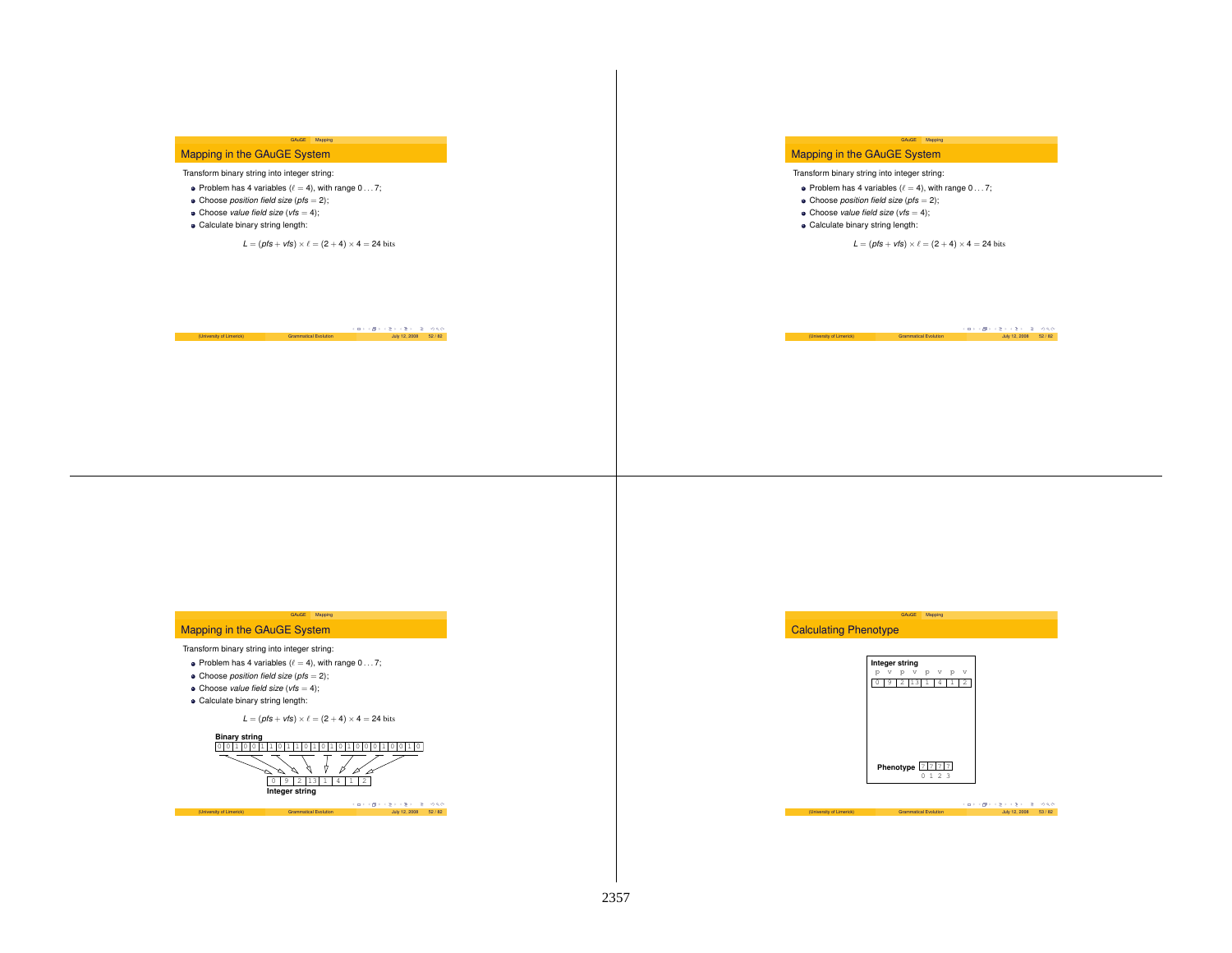## Mapping in the GAuGE System

Transform binary string into integer string:

- Problem has 4 variables ($\ell = 4$), with range $0 \ldots 7$;
- Choose *position field size* ($pfs = 2$);
- Choose *value field size* ($vfs = 4$);
- Calculate binary string length:

$$L = (pfs + vfs) \times \ell = (2 + 4) \times 4 = 24 \text{ bits}$$

## Mapping in the GAuGE System

Transform binary string into integer string:

- Problem has 4 variables ($\ell = 4$), with range $0 \ldots 7$;
- Choose *position field size* ($pfs = 2$);
- Choose *value field size* ($vfs = 4$);
- Calculate binary string length:

$$L = (pfs + vfs) \times \ell = (2 + 4) \times 4 = 24 \text{ bits}$$

## Mapping in the GAuGE System

Transform binary string into integer string:

- Problem has 4 variables ($\ell = 4$), with range $0 \ldots 7$;
- Choose *position field size* ($pfs = 2$);
- Choose *value field size* ($vfs = 4$);
- Calculate binary string length:

$$L = (pfs + vfs) \times \ell = (2 + 4) \times 4 = 24 \text{ bits}$$

**Binary string**

| 0 | 0 | 1 | 0 | 0 | 1 | 1 | 0 | 1 | 1 | 0 | 1 | 0 | 1 | 0 | 1 | 0 | 0 | 0 | 1 | 0 | 0 | 1 | 0 |
|---|---|---|---|---|---|---|---|---|---|---|---|---|---|---|---|---|---|---|---|---|---|---|---|

| 0 | 9 | 2 | 13 | 1 | 4 | 1 | 2 |
|---|---|---|---|---|---|---|---|

**Integer string**

## Calculating Phenotype

**Integer string**

| p | v | p | v | p | v | p | v |
|---|---|---|---|---|---|---|---|
| 0 | 9 | 2 | 13 | 1 | 4 | 1 | 2 |

**Phenotype**

| 2 | 2 | 7 | 2 |
|---|---|---|---|
| 0 | 1 | 2 | 3 |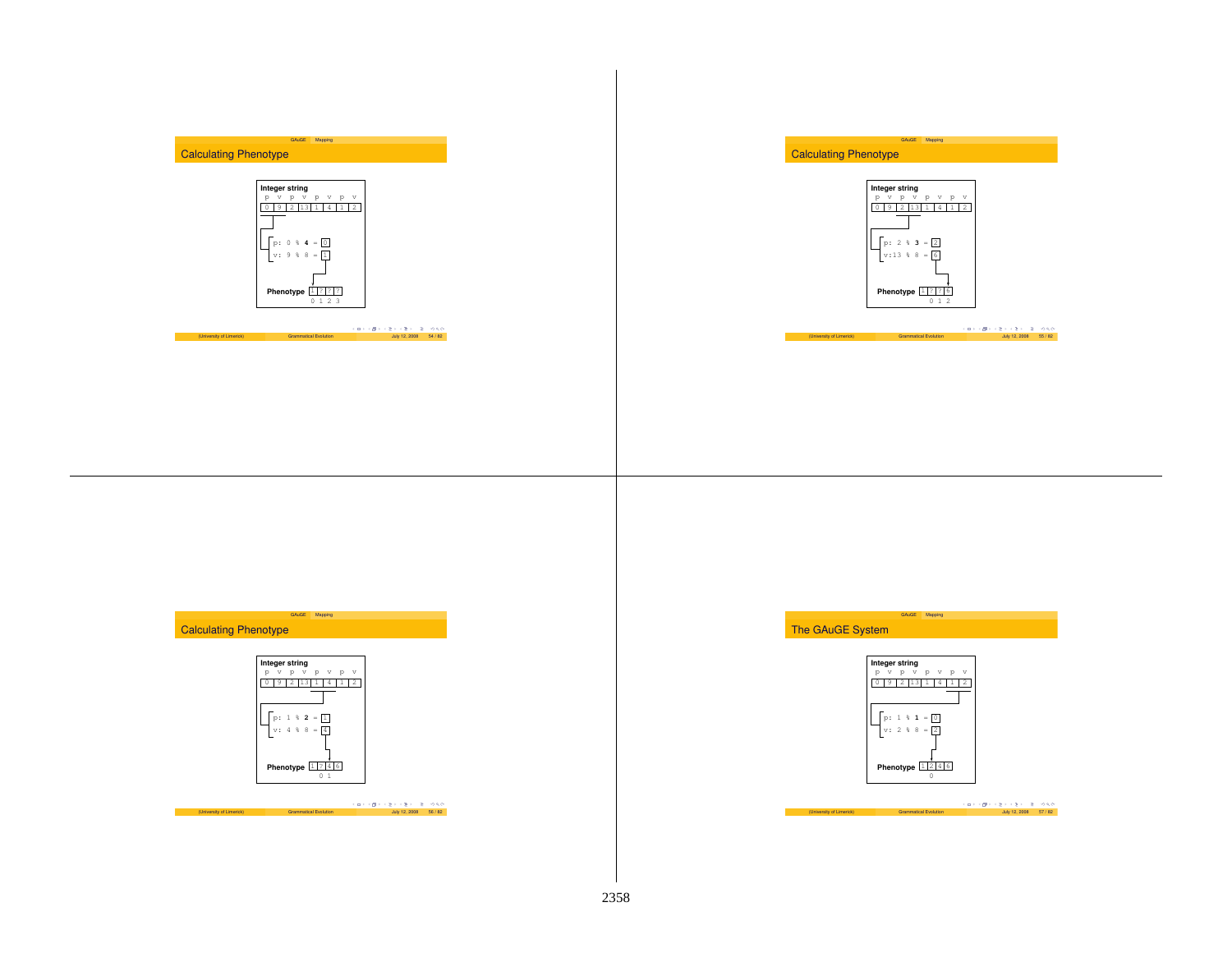## Calculating Phenotype

**Integer string**

| p | v | p | v | p | v | p | v |
|---|---|---|---|---|---|---|---|
| 0 | 9 | 2 | 13 | 1 | 4 | 1 | 2 |

p: 0 % **4** = 0

v: 9 % 8 = 1

**Phenotype** 1 ? ? ?

0 1 2 3

## Calculating Phenotype

**Integer string**

| p | v | p | v | p | v | p | v |
|---|---|---|---|---|---|---|---|
| 0 | 9 | 2 | 13 | 1 | 4 | 1 | 2 |

p: 2 % **3** = 2

v:13 % 8 = 6

**Phenotype** 1 ? ? 6

0 1 2

## Calculating Phenotype

**Integer string**

| p | v | p | v | p | v | p | v |
|---|---|---|---|---|---|---|---|
| 0 | 9 | 2 | 13 | 1 | 4 | 1 | 2 |

p: 1 % **2** = 1

v: 4 % 8 = 4

**Phenotype** 1 ? 4 6

0 1

## The GAuGE System

**Integer string**

| p | v | p | v | p | v | p | v |
|---|---|---|---|---|---|---|---|
| 0 | 9 | 2 | 13 | 1 | 4 | 1 | 2 |

p: 1 % **1** = 0

v: 2 % 8 = 2

**Phenotype** 1 2 4 6

0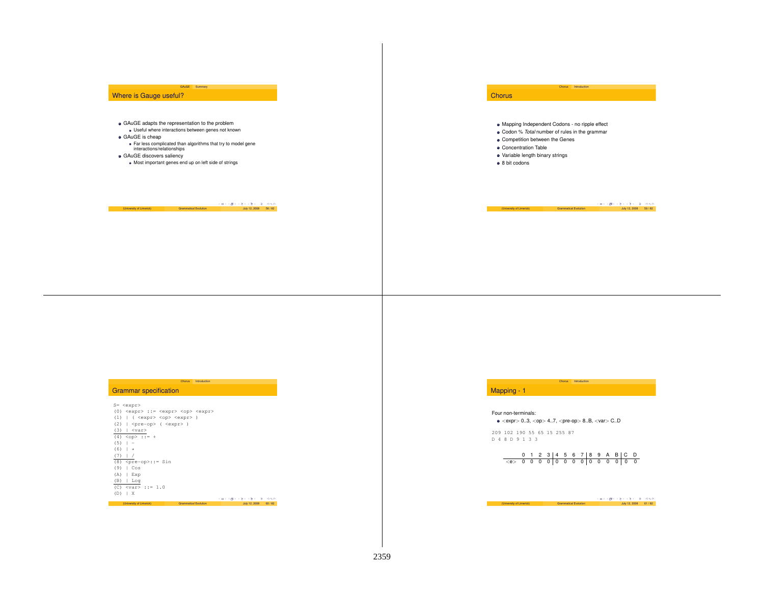## Where is Gauge useful?

- GAuGE adapts the representation to the problem
  - Useful where interactions between genes not known
- GAuGE is cheap
  - Far less complicated than algorithms that try to model gene interactions/relationships
- GAuGE discovers saliency
  - Most important genes end up on left side of strings

## Chorus

- Mapping Independent Codons - no ripple effect
- Codon % *Total* number of rules in the grammar
- Competition between the Genes
- Concentration Table
- Variable length binary strings
- 8 bit codons

## Grammar specification

```
S= <expr>
(0) <expr> ::= <expr> <op> <expr>
(1) | ( <expr> <op> <expr> )
(2) | <pre-op> ( <expr> )
(3) | <var>
(4) <op> ::= +
(5) | -
(6) | *
(7) | /
(8) <pre-op>::= Sin
(9) | Cos
(A) | Exp
(B) | Log
(C) <var> ::= 1.0
(D) | X
```

## Mapping - 1

Four non-terminals:

- <expr> 0..3, <op> 4..7, <pre-op> 8..B, <var> C..D

```
209 102 190 55 65 15 255 87
D 4 8 D 9 1 3 3
```

| | 0 | 1 | 2 | 3 | 4 | 5 | 6 | 7 | 8 | 9 | A | B | C | D |
|---|---|---|---|---|---|---|---|---|---|---|---|---|---|---|
| <e> | 0 | 0 | 0 | 0 | 0 | 0 | 0 | 0 | 0 | 0 | 0 | 0 | 0 | 0 |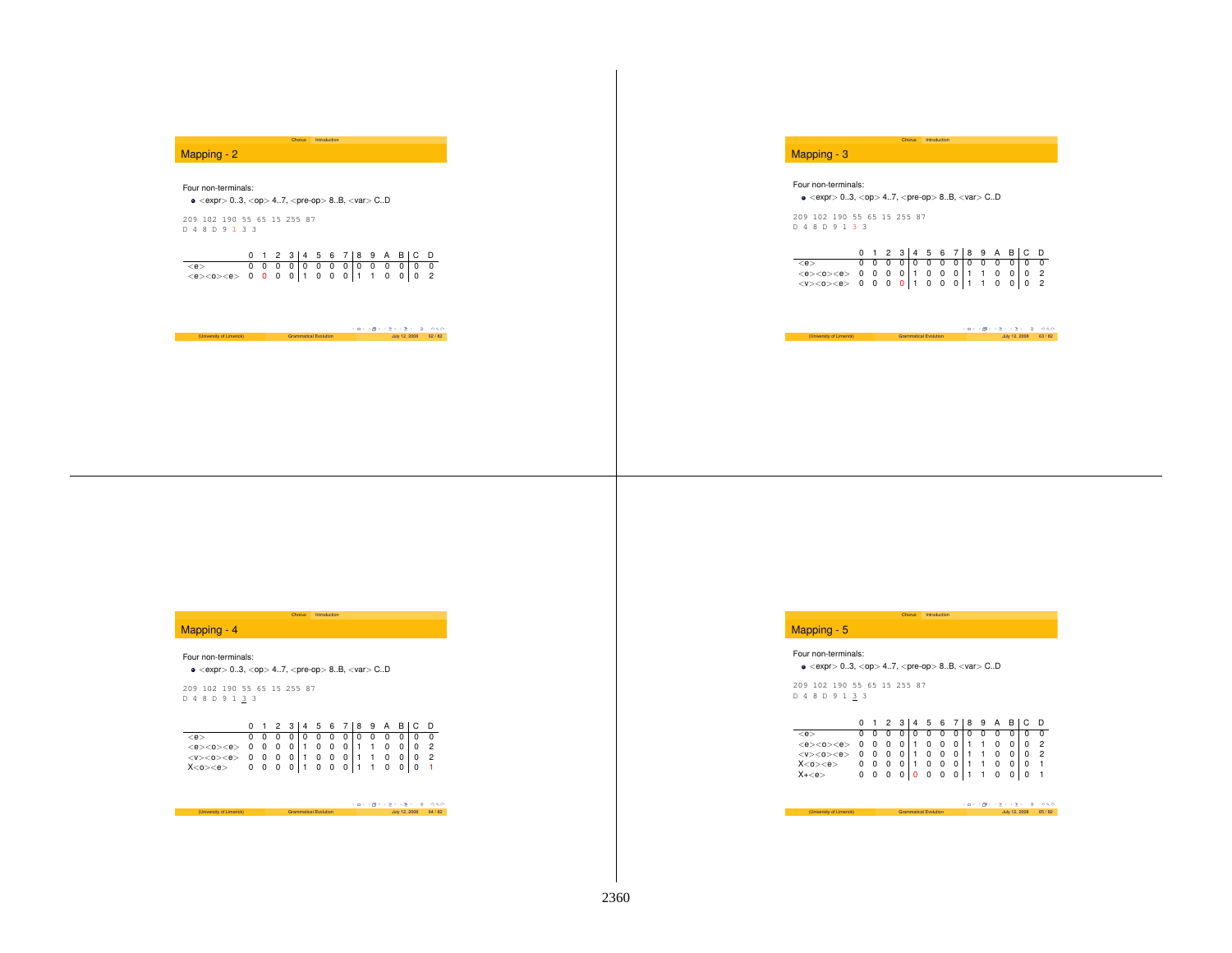## Mapping - 2

Four non-terminals:

- <expr> 0..3, <op> 4..7, <pre-op> 8..B, <var> C..D

```
209 102 190 55 65 15 255 87
D 4 8 D 9 1 3 3
```

| | 0 | 1 | 2 | 3 | 4 | 5 | 6 | 7 | 8 | 9 | A | B | C | D |
|---|---|---|---|---|---|---|---|---|---|---|---|---|---|---|
| <e> | 0 | 0 | 0 | 0 | 0 | 0 | 0 | 0 | 0 | 0 | 0 | 0 | 0 | 0 |
| <e><o><e> | 0 | 0 | 0 | 0 | 1 | 0 | 0 | 0 | 1 | 1 | 0 | 0 | 0 | 2 |

## Mapping - 3

Four non-terminals:

- <expr> 0..3, <op> 4..7, <pre-op> 8..B, <var> C..D

```
209 102 190 55 65 15 255 87
D 4 8 D 9 1 3 3
```

| | 0 | 1 | 2 | 3 | 4 | 5 | 6 | 7 | 8 | 9 | A | B | C | D |
|---|---|---|---|---|---|---|---|---|---|---|---|---|---|---|
| <e> | 0 | 0 | 0 | 0 | 0 | 0 | 0 | 0 | 0 | 0 | 0 | 0 | 0 | 0 |
| <e><o><e> | 0 | 0 | 0 | 0 | 1 | 0 | 0 | 0 | 1 | 1 | 0 | 0 | 0 | 2 |
| <v><o><e> | 0 | 0 | 0 | 0 | 1 | 0 | 0 | 0 | 1 | 1 | 0 | 0 | 0 | 2 |

## Mapping - 4

Four non-terminals:

- <expr> 0..3, <op> 4..7, <pre-op> 8..B, <var> C..D

```
209 102 190 55 65 15 255 87
D 4 8 D 9 1 3 3
```

| | 0 | 1 | 2 | 3 | 4 | 5 | 6 | 7 | 8 | 9 | A | B | C | D |
|---|---|---|---|---|---|---|---|---|---|---|---|---|---|---|
| <e> | 0 | 0 | 0 | 0 | 0 | 0 | 0 | 0 | 0 | 0 | 0 | 0 | 0 | 0 |
| <e><o><e> | 0 | 0 | 0 | 0 | 1 | 0 | 0 | 0 | 1 | 1 | 0 | 0 | 0 | 2 |
| <v><o><e> | 0 | 0 | 0 | 0 | 1 | 0 | 0 | 0 | 1 | 1 | 0 | 0 | 0 | 2 |
| X<o><e> | 0 | 0 | 0 | 0 | 1 | 0 | 0 | 0 | 1 | 1 | 0 | 0 | 0 | 1 |

## Mapping - 5

Four non-terminals:

- <expr> 0..3, <op> 4..7, <pre-op> 8..B, <var> C..D

```
209 102 190 55 65 15 255 87
D 4 8 D 9 1 3 3
```

| | 0 | 1 | 2 | 3 | 4 | 5 | 6 | 7 | 8 | 9 | A | B | C | D |
|---|---|---|---|---|---|---|---|---|---|---|---|---|---|---|
| <e> | 0 | 0 | 0 | 0 | 0 | 0 | 0 | 0 | 0 | 0 | 0 | 0 | 0 | 0 |
| <e><o><e> | 0 | 0 | 0 | 0 | 1 | 0 | 0 | 0 | 1 | 1 | 0 | 0 | 0 | 2 |
| <v><o><e> | 0 | 0 | 0 | 0 | 1 | 0 | 0 | 0 | 1 | 1 | 0 | 0 | 0 | 2 |
| X<o><e> | 0 | 0 | 0 | 0 | 1 | 0 | 0 | 0 | 1 | 1 | 0 | 0 | 0 | 1 |
| X+<e> | 0 | 0 | 0 | 0 | 0 | 0 | 0 | 0 | 1 | 1 | 0 | 0 | 0 | 1 |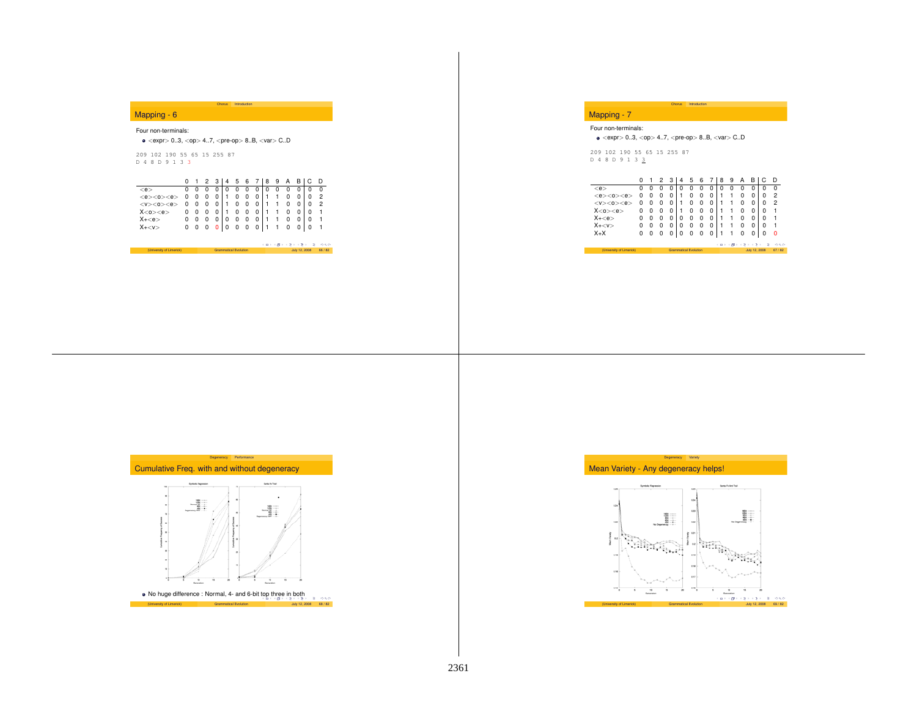## Mapping - 6

Four non-terminals:

- <expr> 0..3, <op> 4..7, <pre-op> 8..B, <var> C..D

```
209 102 190 55 65 15 255 87
D 4 8 D 9 1 3 3
```

| | 0 | 1 | 2 | 3 | 4 | 5 | 6 | 7 | 8 | 9 | A | B | C | D |
|---|---|---|---|---|---|---|---|---|---|---|---|---|---|---|
| <e> | 0 | 0 | 0 | 0 | 0 | 0 | 0 | 0 | 0 | 0 | 0 | 0 | 0 | 0 |
| <e><o><e> | 0 | 0 | 0 | 0 | 1 | 0 | 0 | 0 | 1 | 1 | 0 | 0 | 0 | 2 |
| <v><o><e> | 0 | 0 | 0 | 0 | 1 | 0 | 0 | 0 | 1 | 1 | 0 | 0 | 0 | 2 |
| X<o><e> | 0 | 0 | 0 | 0 | 1 | 0 | 0 | 0 | 1 | 1 | 0 | 0 | 0 | 1 |
| X+<e> | 0 | 0 | 0 | 0 | 0 | 0 | 0 | 0 | 1 | 1 | 0 | 0 | 0 | 1 |
| X+<v> | 0 | 0 | 0 | 0 | 0 | 0 | 0 | 0 | 1 | 1 | 0 | 0 | 0 | 1 |

## Mapping - 7

Four non-terminals:

- <expr> 0..3, <op> 4..7, <pre-op> 8..B, <var> C..D

```
209 102 190 55 65 15 255 87
D 4 8 D 9 1 3 3
```

| | 0 | 1 | 2 | 3 | 4 | 5 | 6 | 7 | 8 | 9 | A | B | C | D |
|---|---|---|---|---|---|---|---|---|---|---|---|---|---|---|
| <e> | 0 | 0 | 0 | 0 | 0 | 0 | 0 | 0 | 0 | 0 | 0 | 0 | 0 | 0 |
| <e><o><e> | 0 | 0 | 0 | 0 | 1 | 0 | 0 | 0 | 1 | 1 | 0 | 0 | 0 | 2 |
| <v><o><e> | 0 | 0 | 0 | 0 | 1 | 0 | 0 | 0 | 1 | 1 | 0 | 0 | 0 | 2 |
| X<o><e> | 0 | 0 | 0 | 0 | 1 | 0 | 0 | 0 | 1 | 1 | 0 | 0 | 0 | 1 |
| X+<e> | 0 | 0 | 0 | 0 | 0 | 0 | 0 | 0 | 1 | 1 | 0 | 0 | 0 | 1 |
| X+<v> | 0 | 0 | 0 | 0 | 0 | 0 | 0 | 0 | 1 | 1 | 0 | 0 | 0 | 1 |
| X+X | 0 | 0 | 0 | 0 | 0 | 0 | 0 | 0 | 1 | 1 | 0 | 0 | 0 | 0 |

## Cumulative Freq. with and without degeneracy

- No huge difference : Normal, 4- and 6-bit top three in both

## Mean Variety - Any degeneracy helps!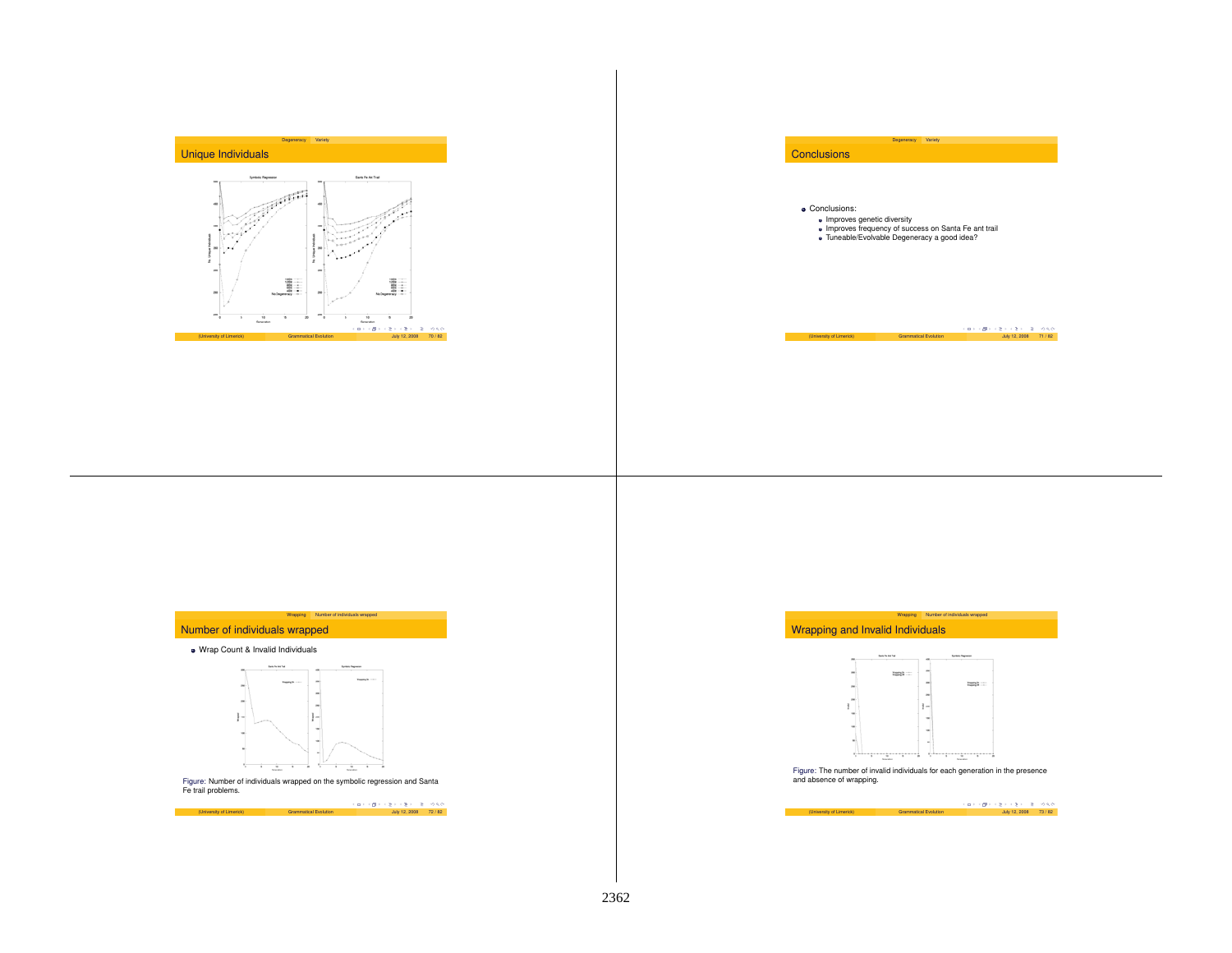## Unique Individuals

## Conclusions

- Conclusions:
  - Improves genetic diversity
  - Improves frequency of success on Santa Fe ant trail
  - Tuneable/Evolvable Degeneracy a good idea?

## Number of individuals wrapped

- Wrap Count & Invalid Individuals

Figure: Number of individuals wrapped on the symbolic regression and Santa Fe trail problems.

## Wrapping and Invalid Individuals

Figure: The number of invalid individuals for each generation in the presence and absence of wrapping.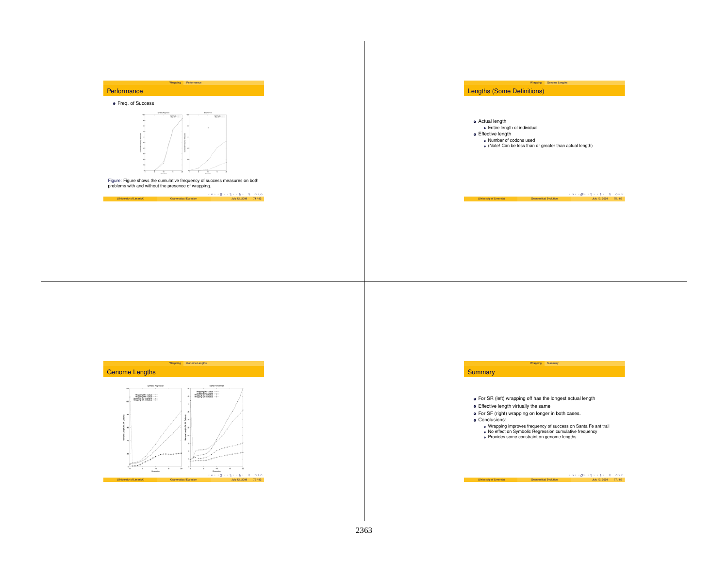## Performance

- Freq. of Success

Figure: Figure shows the cumulative frequency of success measures on both problems with and without the presence of wrapping.

## Lengths (Some Definitions)

- Actual length
  - Entire length of individual
- Effective length
  - Number of codons used
  - (Note! Can be less than or greater than actual length)

## Genome Lengths

## Summary

- For SR (left) wrapping off has the longest actual length
- Effective length virtually the same
- For SF (right) wrapping on longer in both cases.
- Conclusions:
  - Wrapping improves frequency of success on Santa Fe ant trail
  - No effect on Symbolic Regression cumulative frequency
  - Provides some constraint on genome lengths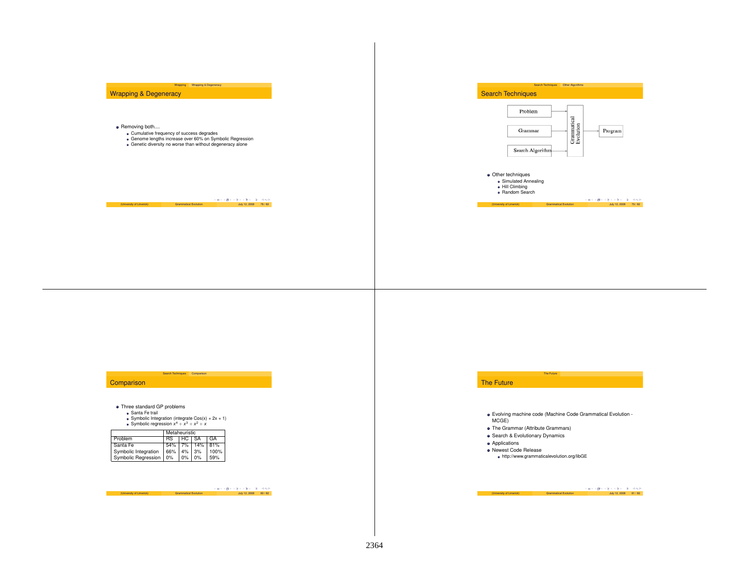## Wrapping & Degeneracy

- Removing both....
  - Cumulative frequency of success degrades
  - Genome lengths increase over 60% on Symbolic Regression
  - Genetic diversity no worse than without degeneracy alone

## Search Techniques

Problem → Grammatical Evolution
Grammar → Grammatical Evolution
Search Algorithm → Grammatical Evolution
Grammatical Evolution → Program

- Other techniques
  - Simulated Annealing
  - Hill Climbing
  - Random Search

## Comparison

- Three standard GP problems
  - Santa Fe trail
  - Symbolic Integration (integrate Cos(x) + 2x + 1)
  - Symbolic regression $x^4 + x^3 + x^2 + x$

| | Metaheuristic | | | |
|---|---|---|---|---|
| Problem | RS | HC | SA | GA |
| Santa Fe | 54% | 7% | 14% | 81% |
| Symbolic Integration | 66% | 4% | 3% | 100% |
| Symbolic Regression | 0% | 0% | 0% | 59% |

## The Future

- Evolving machine code (Machine Code Grammatical Evolution - MCGE)
- The Grammar (Attribute Grammars)
- Search & Evolutionary Dynamics
- Applications
- Newest Code Release
  - http://www.grammaticalevolution.org/libGE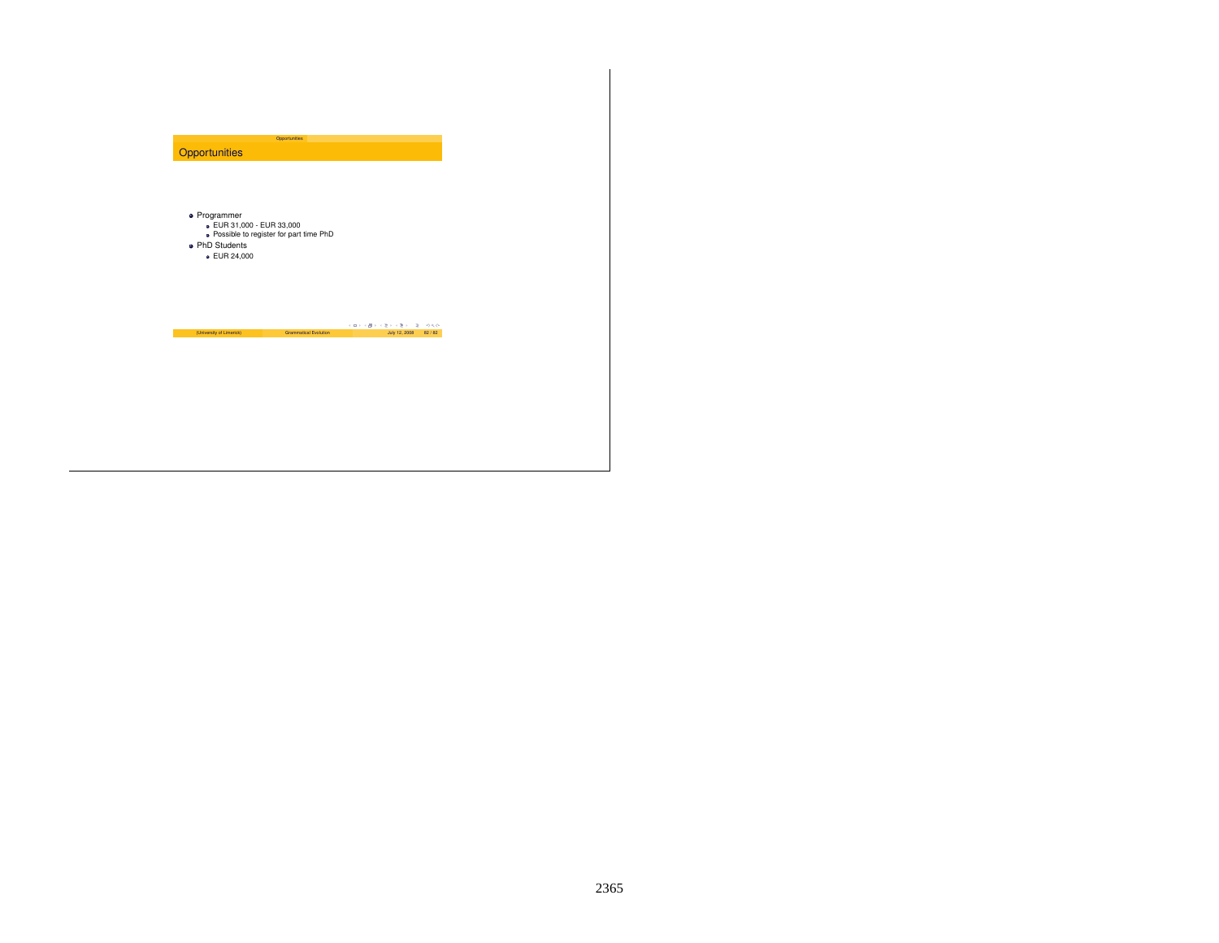## Opportunities

- Programmer
  - EUR 31,000 - EUR 33,000
  - Possible to register for part time PhD
- PhD Students
  - EUR 24,000